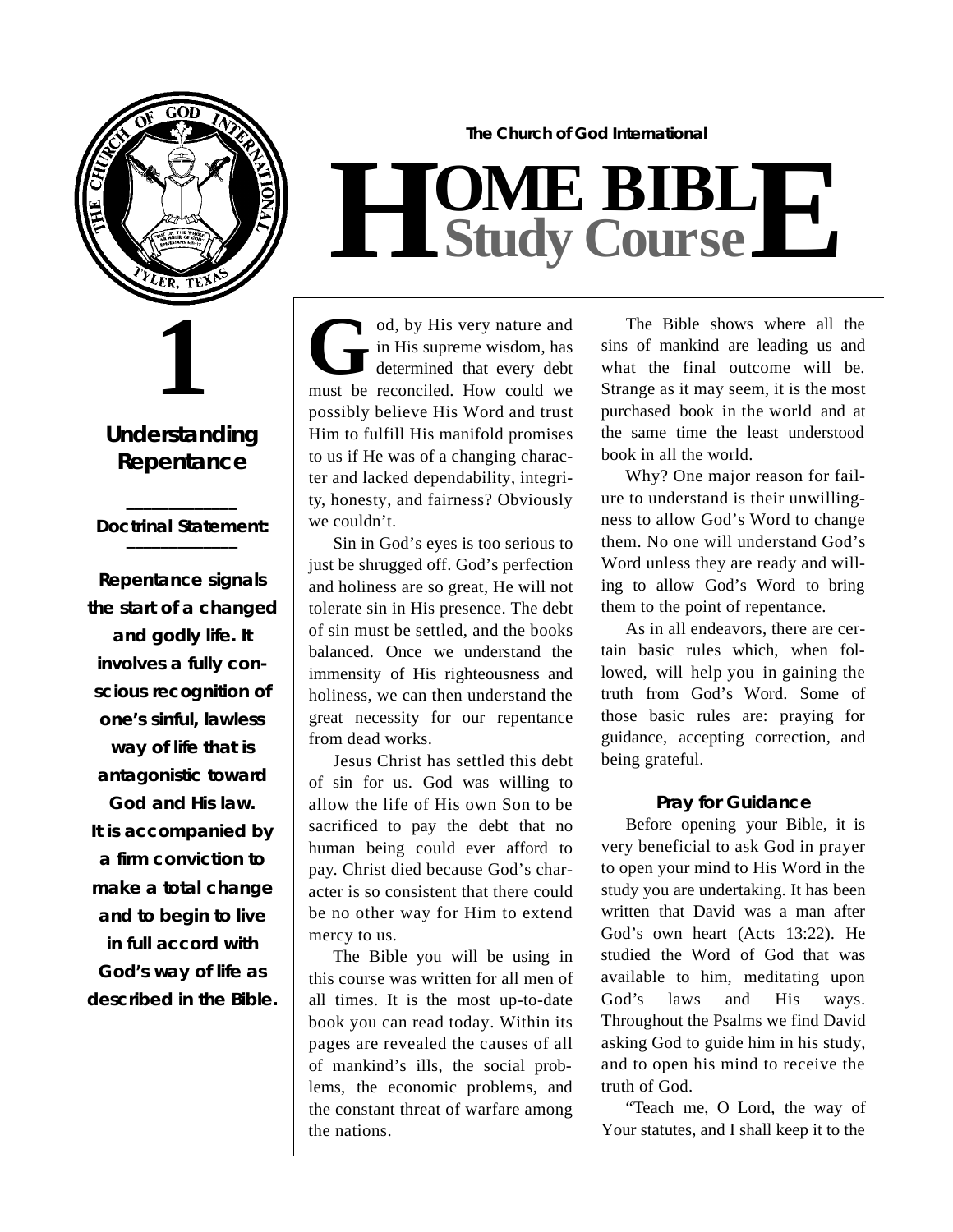The Church of God International

# HOME BIBLE Study Course

# 1

## Understanding Repentance

**Doctrinal Statement:**

**Repentance signals the start of a changed and godly life. It involves a fully conscious recognition of one's sinful, lawless way of life that is antagonistic toward God and His law. It is accompanied by a firm conviction to make a total change and to begin to live in full accord with God's way of life as described in the Bible.**

God, by His very nature and in His supreme wisdom, has determined that every debt must be reconciled. How could we possibly believe His Word and trust Him to fulfill His manifold promises to us if He was of a changing character and lacked dependability, integrity, honesty, and fairness? Obviously we couldn't.

Sin in God's eyes is too serious to just be shrugged off. God's perfection and holiness are so great, He will not tolerate sin in His presence. The debt of sin must be settled, and the books balanced. Once we understand the immensity of His righteousness and holiness, we can then understand the great necessity for our repentance from dead works.

Jesus Christ has settled this debt of sin for us. God was willing to allow the life of His own Son to be sacrificed to pay the debt that no human being could ever afford to pay. Christ died because God's character is so consistent that there could be no other way for Him to extend mercy to us.

The Bible you will be using in this course was written for all men of all times. It is the most up-to-date book you can read today. Within its pages are revealed the causes of all of mankind's ills, the social problems, the economic problems, and the constant threat of warfare among the nations.

The Bible shows where all the sins of mankind are leading us and what the final outcome will be. Strange as it may seem, it is the most purchased book in the world and at the same time the least understood book in all the world.

Why? One major reason for failure to understand is their unwillingness to allow God's Word to change them. No one will understand God's Word unless they are ready and willing to allow God's Word to bring them to the point of repentance.

As in all endeavors, there are certain basic rules which, when followed, will help you in gaining the truth from God's Word. Some of those basic rules are: praying for guidance, accepting correction, and being grateful.

### Pray for Guidance

Before opening your Bible, it is very beneficial to ask God in prayer to open your mind to His Word in the study you are undertaking. It has been written that David was a man after God's own heart (Acts 13:22). He studied the Word of God that was available to him, meditating upon God's laws and His ways. Throughout the Psalms we find David asking God to guide him in his study, and to open his mind to receive the truth of God.

"Teach me, O Lord, the way of Your statutes, and I shall keep it to the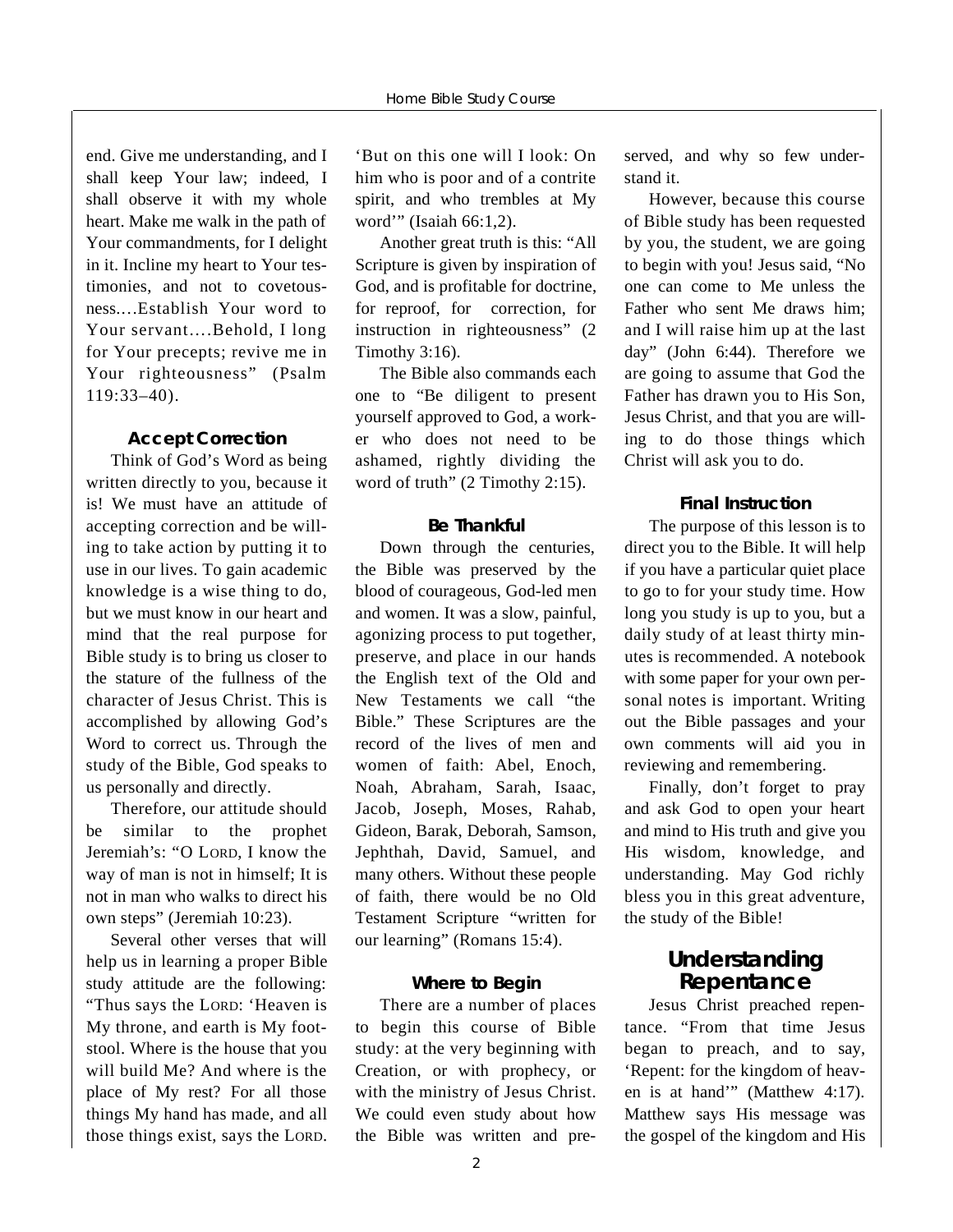end. Give me understanding, and I shall keep Your law; indeed, I shall observe it with my whole heart. Make me walk in the path of Your commandments, for I delight in it. Incline my heart to Your testimonies, and not to covetousness.…Establish Your word to Your servant.…Behold, I long for Your precepts; revive me in Your righteousness" (Psalm 119:33–40).

### Accept Correction

Think of God's Word as being written directly to you, because it is! We must have an attitude of accepting correction and be willing to take action by putting it to use in our lives. To gain academic knowledge is a wise thing to do, but we must know in our heart and mind that the real purpose for Bible study is to bring us closer to the stature of the fullness of the character of Jesus Christ. This is accomplished by allowing God's Word to correct us. Through the study of the Bible, God speaks to us personally and directly.

Therefore, our attitude should be similar to the prophet Jeremiah's: "O LORD, I know the way of man is not in himself; It is not in man who walks to direct his own steps" (Jeremiah 10:23).

Several other verses that will help us in learning a proper Bible study attitude are the following: "Thus says the LORD: 'Heaven is My throne, and earth is My footstool. Where is the house that you will build Me? And where is the place of My rest? For all those things My hand has made, and all those things exist, says the LORD. 'But on this one will I look: On him who is poor and of a contrite spirit, and who trembles at My word'" (Isaiah 66:1,2).

Another great truth is this: "All Scripture is given by inspiration of God, and is profitable for doctrine, for reproof, for correction, for instruction in righteousness" (2 Timothy 3:16).

The Bible also commands each one to "Be diligent to present yourself approved to God, a worker who does not need to be ashamed, rightly dividing the word of truth" (2 Timothy 2:15).

### Be Thankful

Down through the centuries, the Bible was preserved by the blood of courageous, God-led men and women. It was a slow, painful, agonizing process to put together, preserve, and place in our hands the English text of the Old and New Testaments we call "the Bible." These Scriptures are the record of the lives of men and women of faith: Abel, Enoch, Noah, Abraham, Sarah, Isaac, Jacob, Joseph, Moses, Rahab, Gideon, Barak, Deborah, Samson, Jephthah, David, Samuel, and many others. Without these people of faith, there would be no Old Testament Scripture "written for our learning" (Romans 15:4).

### Where to Begin

There are a number of places to begin this course of Bible study: at the very beginning with Creation, or with prophecy, or with the ministry of Jesus Christ. We could even study about how the Bible was written and preserved, and why so few understand it.

However, because this course of Bible study has been requested by you, the student, we are going to begin with you! Jesus said, "No one can come to Me unless the Father who sent Me draws him; and I will raise him up at the last day" (John 6:44). Therefore we are going to assume that God the Father has drawn you to His Son, Jesus Christ, and that you are willing to do those things which Christ will ask you to do.

### Final Instruction

The purpose of this lesson is to direct you to the Bible. It will help if you have a particular quiet place to go to for your study time. How long you study is up to you, but a daily study of at least thirty minutes is recommended. A notebook with some paper for your own personal notes is important. Writing out the Bible passages and your own comments will aid you in reviewing and remembering.

Finally, don't forget to pray and ask God to open your heart and mind to His truth and give you His wisdom, knowledge, and understanding. May God richly bless you in this great adventure, the study of the Bible!

## Understanding Repentance

Jesus Christ preached repentance. "From that time Jesus began to preach, and to say, 'Repent: for the kingdom of heaven is at hand'" (Matthew 4:17). Matthew says His message was the gospel of the kingdom and His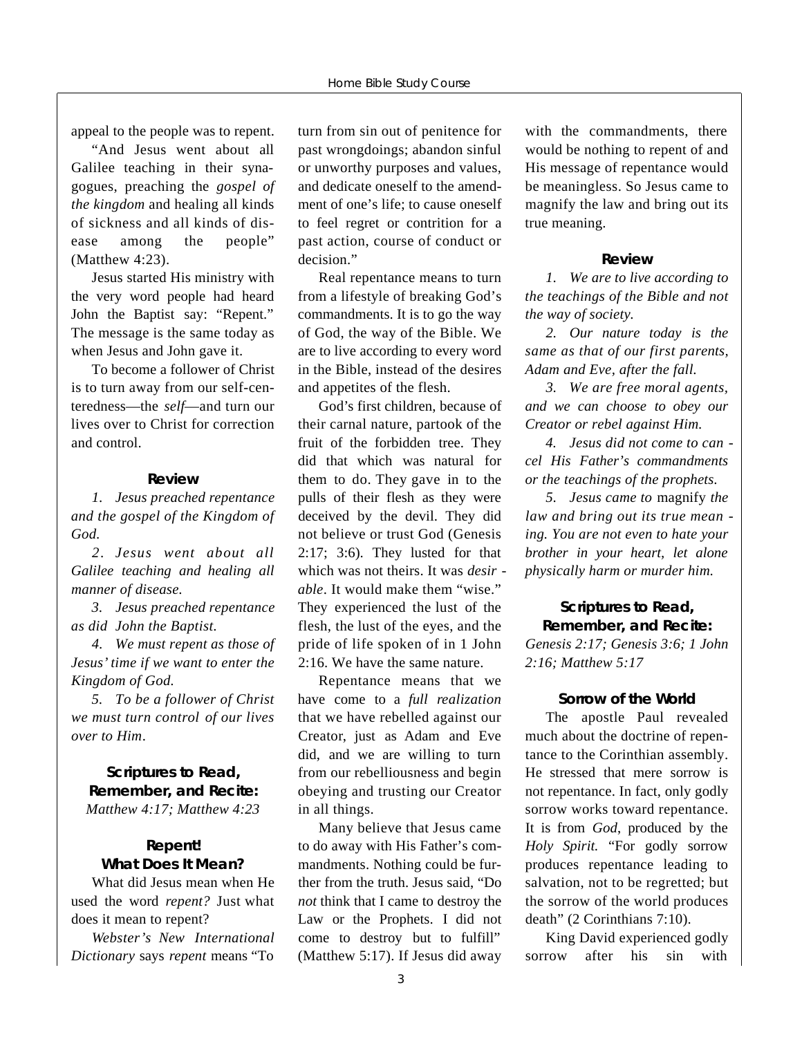appeal to the people was to repent.

"And Jesus went about all Galilee teaching in their synagogues, preaching the *gospel of the kingdom* and healing all kinds of sickness and all kinds of disease among the people" (Matthew 4:23).

Jesus started His ministry with the very word people had heard John the Baptist say: "Repent." The message is the same today as when Jesus and John gave it.

To become a follower of Christ is to turn away from our self-centeredness—the *self*—and turn our lives over to Christ for correction and control.

### Review

*1. Jesus preached repentance and the gospel of the Kingdom of God.*

*2. Jesus went about all Galilee teaching and healing all manner of disease.*

*3. Jesus preached repentance as did John the Baptist.*

*4. We must repent as those of Jesus' time if we want to enter the Kingdom of God.*

*5. To be a follower of Christ we must turn control of our lives over to Him.*

### Scriptures to Read, Remember, and Recite:

*Matthew 4:17; Matthew 4:23*

### Repent! What Does It Mean?

What did Jesus mean when He used the word *repent?* Just what does it mean to repent?

*Webster's New International Dictionary* says *repent* means "To turn from sin out of penitence for past wrongdoings; abandon sinful or unworthy purposes and values, and dedicate oneself to the amendment of one's life; to cause oneself to feel regret or contrition for a past action, course of conduct or decision."

Real repentance means to turn from a lifestyle of breaking God's commandments. It is to go the way of God, the way of the Bible. We are to live according to every word in the Bible, instead of the desires and appetites of the flesh.

God's first children, because of their carnal nature, partook of the fruit of the forbidden tree. They did that which was natural for them to do. They gave in to the pulls of their flesh as they were deceived by the devil. They did not believe or trust God (Genesis 2:17; 3:6). They lusted for that which was not theirs. It was *desirable*. It would make them "wise." They experienced the lust of the flesh, the lust of the eyes, and the pride of life spoken of in 1 John 2:16. We have the same nature.

Repentance means that we have come to a *full realization* that we have rebelled against our Creator, just as Adam and Eve did, and we are willing to turn from our rebelliousness and begin obeying and trusting our Creator in all things.

Many believe that Jesus came to do away with His Father's commandments. Nothing could be further from the truth. Jesus said, "Do *not* think that I came to destroy the Law or the Prophets. I did not come to destroy but to fulfill" (Matthew 5:17). If Jesus did away with the commandments, there would be nothing to repent of and His message of repentance would be meaningless. So Jesus came to magnify the law and bring out its true meaning.

### Review

*1. We are to live according to the teachings of the Bible and not the way of society.*

*2. Our nature today is the same as that of our first parents, Adam and Eve, after the fall.*

*3. We are free moral agents, and we can choose to obey our Creator or rebel against Him.*

*4. Jesus did not come to cancel His Father's commandments or the teachings of the prophets.*

*5. Jesus came to* magnify *the law and bring out its true meaning. You are not even to hate your brother in your heart, let alone physically harm or murder him.*

### Scriptures to Read, Remember, and Recite:

*Genesis 2:17; Genesis 3:6; 1 John 2:16; Matthew 5:17*

### Sorrow of the World

The apostle Paul revealed much about the doctrine of repentance to the Corinthian assembly. He stressed that mere sorrow is not repentance. In fact, only godly sorrow works toward repentance. It is from *God*, produced by the *Holy Spirit.* "For godly sorrow produces repentance leading to salvation, not to be regretted; but the sorrow of the world produces death" (2 Corinthians 7:10).

King David experienced godly sorrow after his sin with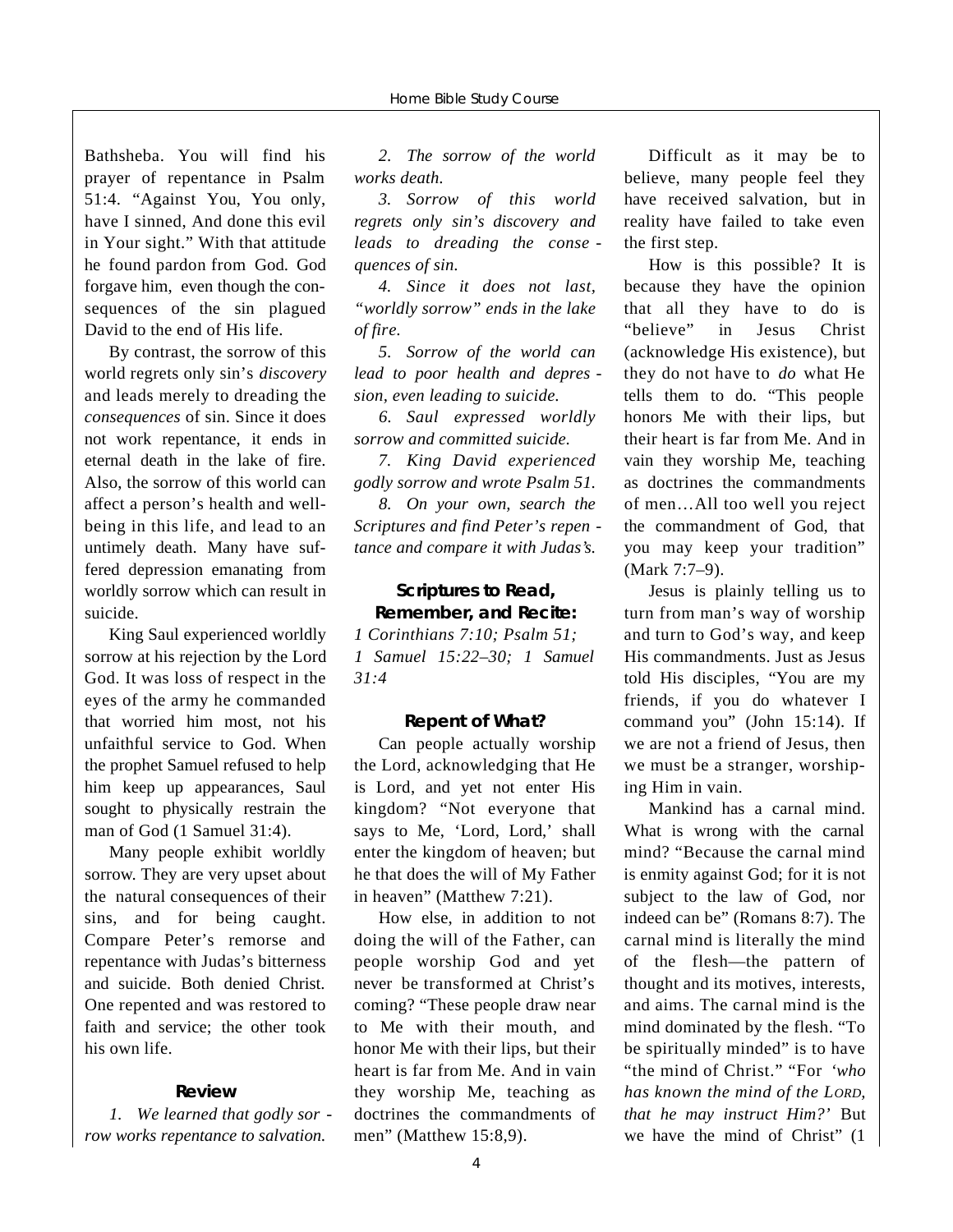Bathsheba. You will find his prayer of repentance in Psalm 51:4. "Against You, You only, have I sinned, And done this evil in Your sight." With that attitude he found pardon from God. God forgave him, even though the consequences of the sin plagued David to the end of His life.

By contrast, the sorrow of this world regrets only sin's *discovery* and leads merely to dreading the *consequences* of sin. Since it does not work repentance, it ends in eternal death in the lake of fire. Also, the sorrow of this world can affect a person's health and well-being in this life, and lead to an untimely death. Many have suffered depression emanating from worldly sorrow which can result in suicide.

King Saul experienced worldly sorrow at his rejection by the Lord God. It was loss of respect in the eyes of the army he commanded that worried him most, not his unfaithful service to God. When the prophet Samuel refused to help him keep up appearances, Saul sought to physically restrain the man of God (1 Samuel 31:4).

Many people exhibit worldly sorrow. They are very upset about the natural consequences of their sins, and for being caught. Compare Peter's remorse and repentance with Judas's bitterness and suicide. Both denied Christ. One repented and was restored to faith and service; the other took his own life.

### Review

*1. We learned that godly sorrow works repentance to salvation.*

*2. The sorrow of the world works death.*

*3. Sorrow of this world regrets only sin's discovery and leads to dreading the consequences of sin.*

*4. Since it does not last, "worldly sorrow" ends in the lake of fire.*

*5. Sorrow of the world can lead to poor health and depression, even leading to suicide.*

*6. Saul expressed worldly sorrow and committed suicide.*

*7. King David experienced godly sorrow and wrote Psalm 51.*

*8. On your own, search the Scriptures and find Peter's repentance and compare it with Judas's.*

### Scriptures to Read, Remember, and Recite:

*1 Corinthians 7:10; Psalm 51; 1 Samuel 15:22–30; 1 Samuel 31:4*

### Repent of What?

Can people actually worship the Lord, acknowledging that He is Lord, and yet not enter His kingdom? "Not everyone that says to Me, 'Lord, Lord,' shall enter the kingdom of heaven; but he that does the will of My Father in heaven" (Matthew 7:21).

How else, in addition to not doing the will of the Father, can people worship God and yet never be transformed at Christ's coming? "These people draw near to Me with their mouth, and honor Me with their lips, but their heart is far from Me. And in vain they worship Me, teaching as doctrines the commandments of men" (Matthew 15:8,9).

Difficult as it may be to believe, many people feel they have received salvation, but in reality have failed to take even the first step.

How is this possible? It is because they have the opinion that all they have to do is "believe" in Jesus Christ (acknowledge His existence), but they do not have to *do* what He tells them to do. "This people honors Me with their lips, but their heart is far from Me. And in vain they worship Me, teaching as doctrines the commandments of men…All too well you reject the commandment of God, that you may keep your tradition" (Mark 7:7–9).

Jesus is plainly telling us to turn from man's way of worship and turn to God's way, and keep His commandments. Just as Jesus told His disciples, "You are my friends, if you do whatever I command you" (John 15:14). If we are not a friend of Jesus, then we must be a stranger, worshiping Him in vain.

Mankind has a carnal mind. What is wrong with the carnal mind? "Because the carnal mind is enmity against God; for it is not subject to the law of God, nor indeed can be" (Romans 8:7). The carnal mind is literally the mind of the flesh—the pattern of thought and its motives, interests, and aims. The carnal mind is the mind dominated by the flesh. "To be spiritually minded" is to have "the mind of Christ." "For *'who has known the mind of the LORD, that he may instruct Him?'* But we have the mind of Christ" (1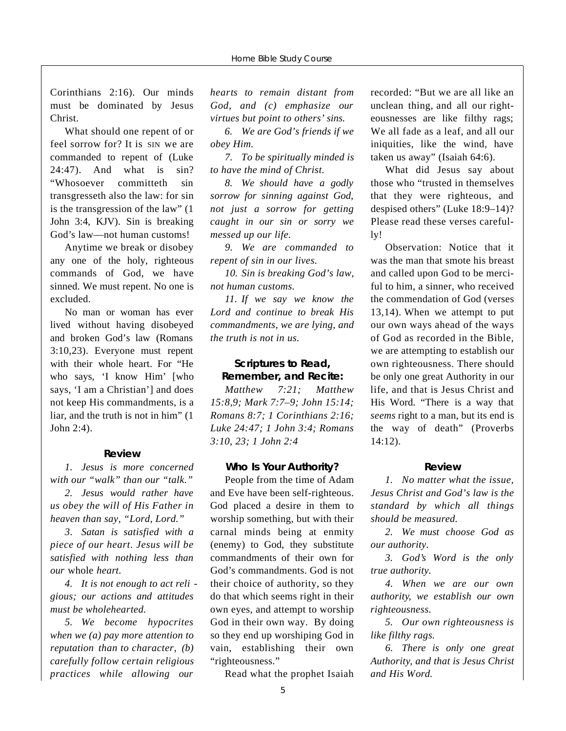Corinthians 2:16). Our minds must be dominated by Jesus Christ.

What should one repent of or feel sorrow for? It is SIN we are commanded to repent of (Luke 24:47). And what is sin? "Whosoever committeth sin transgresseth also the law: for sin is the transgression of the law" (1 John 3:4, KJV). Sin is breaking God's law—not human customs!

Anytime we break or disobey any one of the holy, righteous commands of God, we have sinned. We must repent. No one is excluded.

No man or woman has ever lived without having disobeyed and broken God's law (Romans 3:10,23). Everyone must repent with their whole heart. For "He who says, 'I know Him' [who says, 'I am a Christian'] and does not keep His commandments, is a liar, and the truth is not in him" (1 John 2:4).

### Review

*1. Jesus is more concerned with our "walk" than our "talk."*

*2. Jesus would rather have us obey the will of His Father in heaven than say, "Lord, Lord."*

*3. Satan is satisfied with a piece of our heart. Jesus will be satisfied with nothing less than our* whole *heart.*

*4. It is not enough to act religious; our actions and attitudes must be wholehearted.*

*5. We become hypocrites when we (a) pay more attention to reputation than to character, (b) carefully follow certain religious practices while allowing our hearts to remain distant from God, and (c) emphasize our virtues but point to others' sins.*

*6. We are God's friends if we obey Him.*

*7. To be spiritually minded is to have the mind of Christ.*

*8. We should have a godly sorrow for sinning against God, not just a sorrow for getting caught in our sin or sorry we messed up our life.*

*9. We are commanded to repent of sin in our lives.*

*10. Sin is breaking God's law, not human customs.*

*11. If we say we know the Lord and continue to break His commandments, we are lying, and the truth is not in us.*

### Scriptures to Read, Remember, and Recite:

*Matthew 7:21; Matthew 15:8,9; Mark 7:7–9; John 15:14; Romans 8:7; 1 Corinthians 2:16; Luke 24:47; 1 John 3:4; Romans 3:10, 23; 1 John 2:4*

### Who Is Your Authority?

People from the time of Adam and Eve have been self-righteous. God placed a desire in them to worship something, but with their carnal minds being at enmity (enemy) to God, they substitute commandments of their own for God's commandments. God is not their choice of authority, so they do that which seems right in their own eyes, and attempt to worship God in their own way. By doing so they end up worshiping God in vain, establishing their own "righteousness."

Read what the prophet Isaiah recorded: "But we are all like an unclean thing, and all our righteousnesses are like filthy rags; We all fade as a leaf, and all our iniquities, like the wind, have taken us away" (Isaiah 64:6).

What did Jesus say about those who "trusted in themselves that they were righteous, and despised others" (Luke 18:9–14)? Please read these verses carefully!

Observation: Notice that it was the man that smote his breast and called upon God to be merciful to him, a sinner, who received the commendation of God (verses 13,14). When we attempt to put our own ways ahead of the ways of God as recorded in the Bible, we are attempting to establish our own righteousness. There should be only one great Authority in our life, and that is Jesus Christ and His Word. "There is a way that *seems* right to a man, but its end is the way of death" (Proverbs 14:12).

### Review

*1. No matter what the issue, Jesus Christ and God's law is the standard by which all things should be measured.*

*2. We must choose God as our authority.*

*3. God's Word is the only true authority.*

*4. When we are our own authority, we establish our own righteousness.*

*5. Our own righteousness is like filthy rags.*

*6. There is only one great Authority, and that is Jesus Christ and His Word.*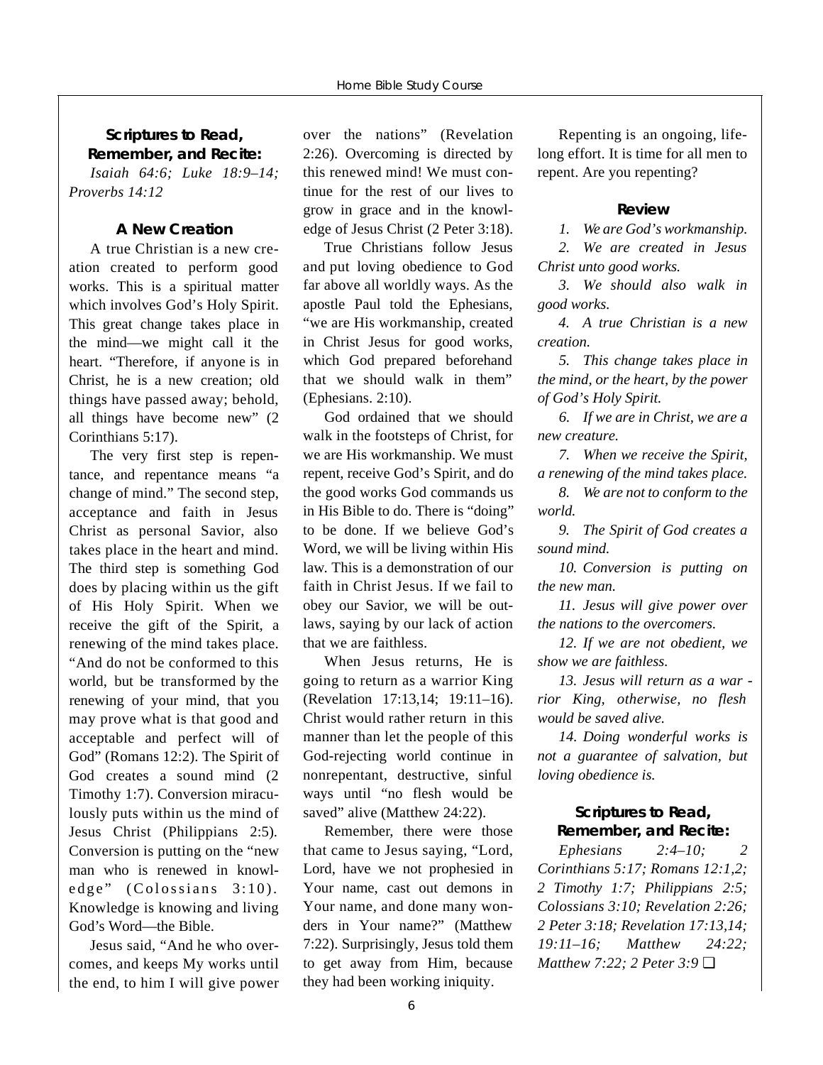### Scripts to Read, Remember, and Recite:

*Isaiah 64:6; Luke 18:9–14; Proverbs 14:12*

### A New Creation

A true Christian is a new creation created to perform good works. This is a spiritual matter which involves God's Holy Spirit. This great change takes place in the mind—we might call it the heart. "Therefore, if anyone is in Christ, he is a new creation; old things have passed away; behold, all things have become new" (2 Corinthians 5:17).

The very first step is repentance, and repentance means "a change of mind." The second step, acceptance and faith in Jesus Christ as personal Savior, also takes place in the heart and mind. The third step is something God does by placing within us the gift of His Holy Spirit. When we receive the gift of the Spirit, a renewing of the mind takes place. "And do not be conformed to this world, but be transformed by the renewing of your mind, that you may prove what is that good and acceptable and perfect will of God" (Romans 12:2). The Spirit of God creates a sound mind (2 Timothy 1:7). Conversion miraculously puts within us the mind of Jesus Christ (Philippians 2:5). Conversion is putting on the "new man who is renewed in knowledge" (Colossians 3:10). Knowledge is knowing and living God's Word—the Bible.

Jesus said, "And he who overcomes, and keeps My works until the end, to him I will give power over the nations" (Revelation 2:26). Overcoming is directed by this renewed mind! We must continue for the rest of our lives to grow in grace and in the knowledge of Jesus Christ (2 Peter 3:18).

True Christians follow Jesus and put loving obedience to God far above all worldly ways. As the apostle Paul told the Ephesians, "we are His workmanship, created in Christ Jesus for good works, which God prepared beforehand that we should walk in them" (Ephesians. 2:10).

God ordained that we should walk in the footsteps of Christ, for we are His workmanship. We must repent, receive God's Spirit, and do the good works God commands us in His Bible to do. There is "doing" to be done. If we believe God's Word, we will be living within His law. This is a demonstration of our faith in Christ Jesus. If we fail to obey our Savior, we will be outlaws, saying by our lack of action that we are faithless.

When Jesus returns, He is going to return as a warrior King (Revelation 17:13,14; 19:11–16). Christ would rather return in this manner than let the people of this God-rejecting world continue in nonrepentant, destructive, sinful ways until "no flesh would be saved" alive (Matthew 24:22).

Remember, there were those that came to Jesus saying, "Lord, Lord, have we not prophesied in Your name, cast out demons in Your name, and done many wonders in Your name?" (Matthew 7:22). Surprisingly, Jesus told them to get away from Him, because they had been working iniquity.

Repenting is an ongoing, lifelong effort. It is time for all men to repent. Are you repenting?

### Review

1. *We are God's workmanship.*
2. *We are created in Jesus Christ unto good works.*
3. *We should also walk in good works.*
4. *A true Christian is a new creation.*
5. *This change takes place in the mind, or the heart, by the power of God's Holy Spirit.*
6. *If we are in Christ, we are a new creature.*
7. *When we receive the Spirit, a renewing of the mind takes place.*
8. *We are not to conform to the world.*
9. *The Spirit of God creates a sound mind.*
10. *Conversion is putting on the new man.*
11. *Jesus will give power over the nations to the overcomers.*
12. *If we are not obedient, we show we are faithless.*
13. *Jesus will return as a warrior King, otherwise, no flesh would be saved alive.*
14. *Doing wonderful works is not a guarantee of salvation, but loving obedience is.*

### Scriptures to Read, Remember, and Recite:

*Ephesians 2:4–10; 2 Corinthians 5:17; Romans 12:1,2; 2 Timothy 1:7; Philippians 2:5; Colossians 3:10; Revelation 2:26; 2 Peter 3:18; Revelation 17:13,14; 19:11–16; Matthew 24:22; Matthew 7:22; 2 Peter 3:9* ❑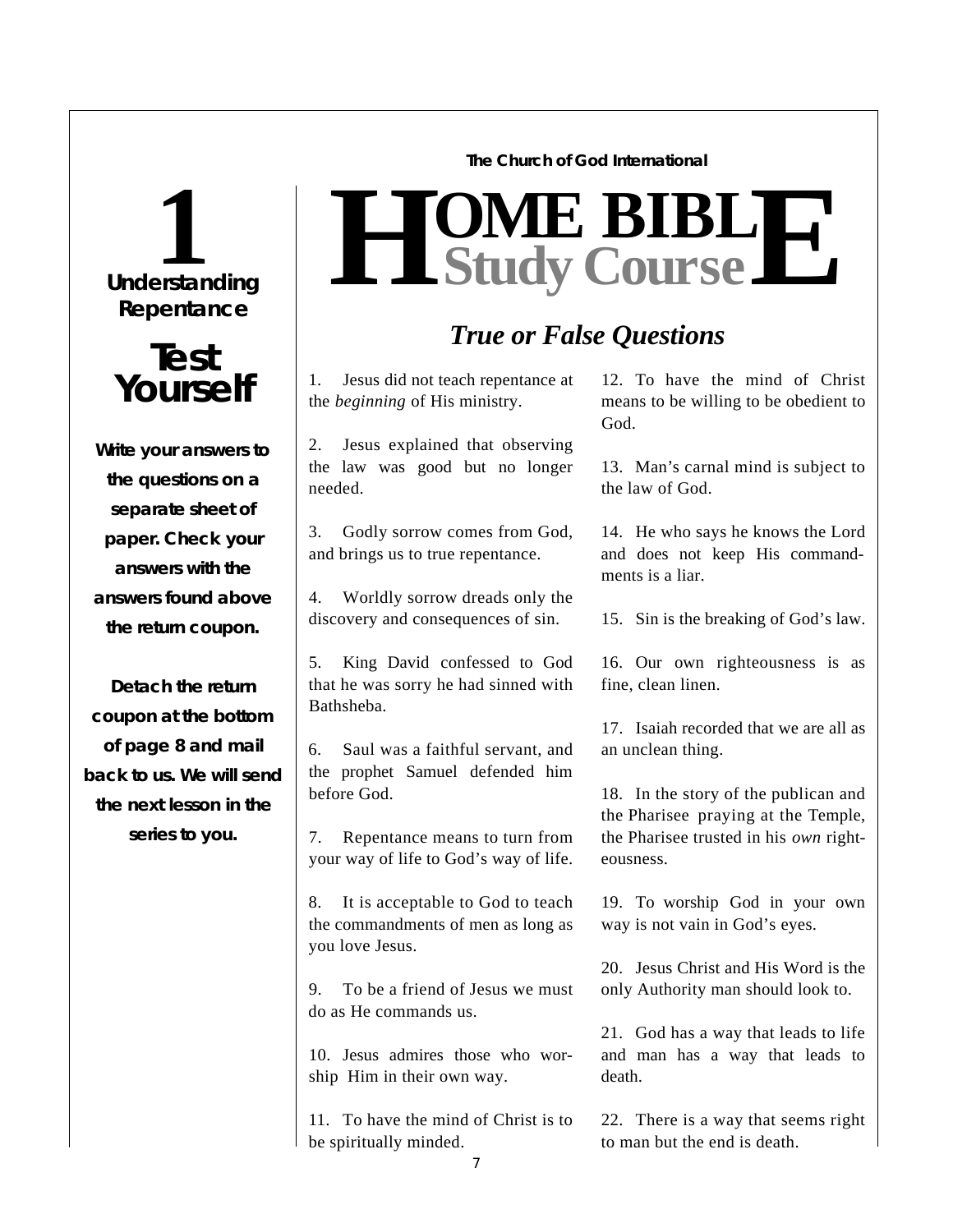The Church of God International

# HOME BIBLE Study Course

## True or False Questions

# 1

### Understanding Repentance

## Test Yourself

**Write your answers to the questions on a separate sheet of paper. Check your answers with the answers found above the return coupon.**

**Detach the return coupon at the bottom of page 8 and mail back to us. We will send the next lesson in the series to you.**

1. Jesus did not teach repentance at the *beginning* of His ministry.

2. Jesus explained that observing the law was good but no longer needed.

3. Godly sorrow comes from God, and brings us to true repentance.

4. Worldly sorrow dreads only the discovery and consequences of sin.

5. King David confessed to God that he was sorry he had sinned with Bathsheba.

6. Saul was a faithful servant, and the prophet Samuel defended him before God.

7. Repentance means to turn from your way of life to God's way of life.

8. It is acceptable to God to teach the commandments of men as long as you love Jesus.

9. To be a friend of Jesus we must do as He commands us.

10. Jesus admires those who worship Him in their own way.

11. To have the mind of Christ is to be spiritually minded.

12. To have the mind of Christ means to be willing to be obedient to God.

13. Man's carnal mind is subject to the law of God.

14. He who says he knows the Lord and does not keep His commandments is a liar.

15. Sin is the breaking of God's law.

16. Our own righteousness is as fine, clean linen.

17. Isaiah recorded that we are all as an unclean thing.

18. In the story of the publican and the Pharisee praying at the Temple, the Pharisee trusted in his *own* righteousness.

19. To worship God in your own way is not vain in God's eyes.

20. Jesus Christ and His Word is the only Authority man should look to.

21. God has a way that leads to life and man has a way that leads to death.

22. There is a way that seems right to man but the end is death.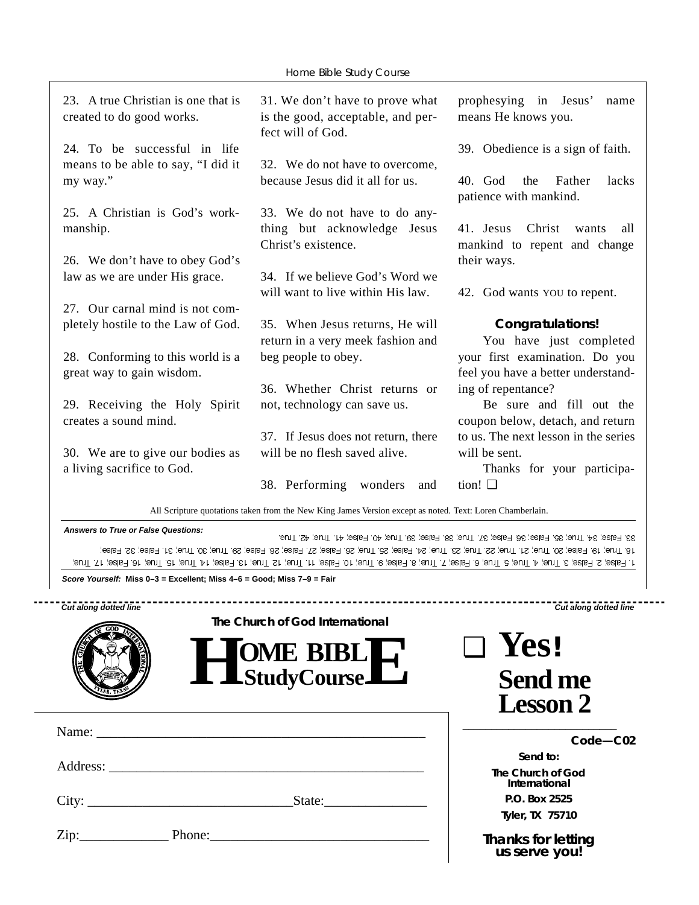23. A true Christian is one that is created to do good works.

24. To be successful in life means to be able to say, "I did it my way."

25. A Christian is God's workmanship.

26. We don't have to obey God's law as we are under His grace.

27. Our carnal mind is not completely hostile to the Law of God.

28. Conforming to this world is a great way to gain wisdom.

29. Receiving the Holy Spirit creates a sound mind.

30. We are to give our bodies as a living sacrifice to God.

31. We don't have to prove what is the good, acceptable, and perfect will of God.

32. We do not have to overcome, because Jesus did it all for us.

33. We do not have to do anything but acknowledge Jesus Christ's existence.

34. If we believe God's Word we will want to live within His law.

35. When Jesus returns, He will return in a very meek fashion and beg people to obey.

36. Whether Christ returns or not, technology can save us.

37. If Jesus does not return, there will be no flesh saved alive.

38. Performing wonders and prophesying in Jesus' name means He knows you.

39. Obedience is a sign of faith.

40. God the Father lacks patience with mankind.

41. Jesus Christ wants all mankind to repent and change their ways.

42. God wants YOU to repent.

**Congratulations!**

You have just completed your first examination. Do you feel you have a better understanding of repentance?

Be sure and fill out the coupon below, detach, and return to us. The next lesson in the series will be sent.

Thanks for your participation! ❑

All Scripture quotations taken from the New King James Version except as noted. Text: Loren Chamberlain.

***Answers to True or False Questions:***

1. False; 2. False; 3. True; 4. True; 5. True; 6. False; 7. True; 8. False; 9. True; 10. False; 11. True; 12. True; 13. False; 14. True; 15. True; 16. False; 17. True; 18. True; 19. False; 20. True; 21. True; 22. True; 23. True; 24. False; 25. True; 26. False; 27. False; 28. False; 29. True; 30. True; 31. False; 32. False; 33. False; 34. True; 35. False; 36. False; 37. True; 38. False; 39. True; 40. False; 41. True; 42. True.

***Score Yourself:*** **Miss 0–3 = Excellent; Miss 4–6 = Good; Miss 7–9 = Fair**

*Cut along dotted line* *Cut along dotted line*

**The Church of God International**

# HOME BIBLE StudyCourse

❑ **Yes! Send me Lesson 2**

Name: ______________________________

Address: ______________________________

City: ____________________ State: ______________

Zip: ____________ Phone: ______________________

**Code—C02**

**Send to:**
**The Church of God International**
**P.O. Box 2525**
**Tyler, TX 75710**

**Thanks for letting us serve you!**